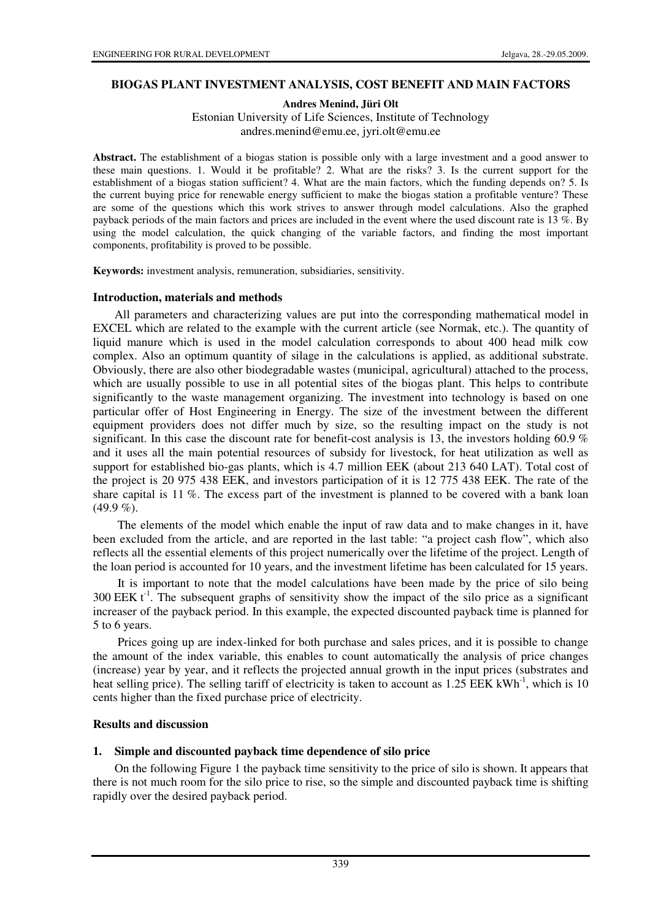# BIOGAS PLANT INVESTMENT ANALYSIS, COST BENEFIT AND MAIN FACTORS

**Andres Menind, Jüri Olt**

Estonian University of Life Sciences, Institute of Technology
andres.menind@emu.ee, jyri.olt@emu.ee

**Abstract.** The establishment of a biogas station is possible only with a large investment and a good answer to these main questions. 1. Would it be profitable? 2. What are the risks? 3. Is the current support for the establishment of a biogas station sufficient? 4. What are the main factors, which the funding depends on? 5. Is the current buying price for renewable energy sufficient to make the biogas station a profitable venture? These are some of the questions which this work strives to answer through model calculations. Also the graphed payback periods of the main factors and prices are included in the event where the used discount rate is 13 %. By using the model calculation, the quick changing of the variable factors, and finding the most important components, profitability is proved to be possible.

**Keywords:** investment analysis, remuneration, subsidiaries, sensitivity.

## Introduction, materials and methods

All parameters and characterizing values are put into the corresponding mathematical model in EXCEL which are related to the example with the current article (see Normak, etc.). The quantity of liquid manure which is used in the model calculation corresponds to about 400 head milk cow complex. Also an optimum quantity of silage in the calculations is applied, as additional substrate. Obviously, there are also other biodegradable wastes (municipal, agricultural) attached to the process, which are usually possible to use in all potential sites of the biogas plant. This helps to contribute significantly to the waste management organizing. The investment into technology is based on one particular offer of Host Engineering in Energy. The size of the investment between the different equipment providers does not differ much by size, so the resulting impact on the study is not significant. In this case the discount rate for benefit-cost analysis is 13, the investors holding 60.9 % and it uses all the main potential resources of subsidy for livestock, for heat utilization as well as support for established bio-gas plants, which is 4.7 million EEK (about 213 640 LAT). Total cost of the project is 20 975 438 EEK, and investors participation of it is 12 775 438 EEK. The rate of the share capital is 11 %. The excess part of the investment is planned to be covered with a bank loan (49.9 %).

The elements of the model which enable the input of raw data and to make changes in it, have been excluded from the article, and are reported in the last table: "a project cash flow", which also reflects all the essential elements of this project numerically over the lifetime of the project. Length of the loan period is accounted for 10 years, and the investment lifetime has been calculated for 15 years.

It is important to note that the model calculations have been made by the price of silo being 300 EEK $t^{-1}$. The subsequent graphs of sensitivity show the impact of the silo price as a significant increaser of the payback period. In this example, the expected discounted payback time is planned for 5 to 6 years.

Prices going up are index-linked for both purchase and sales prices, and it is possible to change the amount of the index variable, this enables to count automatically the analysis of price changes (increase) year by year, and it reflects the projected annual growth in the input prices (substrates and heat selling price). The selling tariff of electricity is taken to account as 1.25 EEK $kWh^{-1}$, which is 10 cents higher than the fixed purchase price of electricity.

## Results and discussion

### 1. Simple and discounted payback time dependence of silo price

On the following Figure 1 the payback time sensitivity to the price of silo is shown. It appears that there is not much room for the silo price to rise, so the simple and discounted payback time is shifting rapidly over the desired payback period.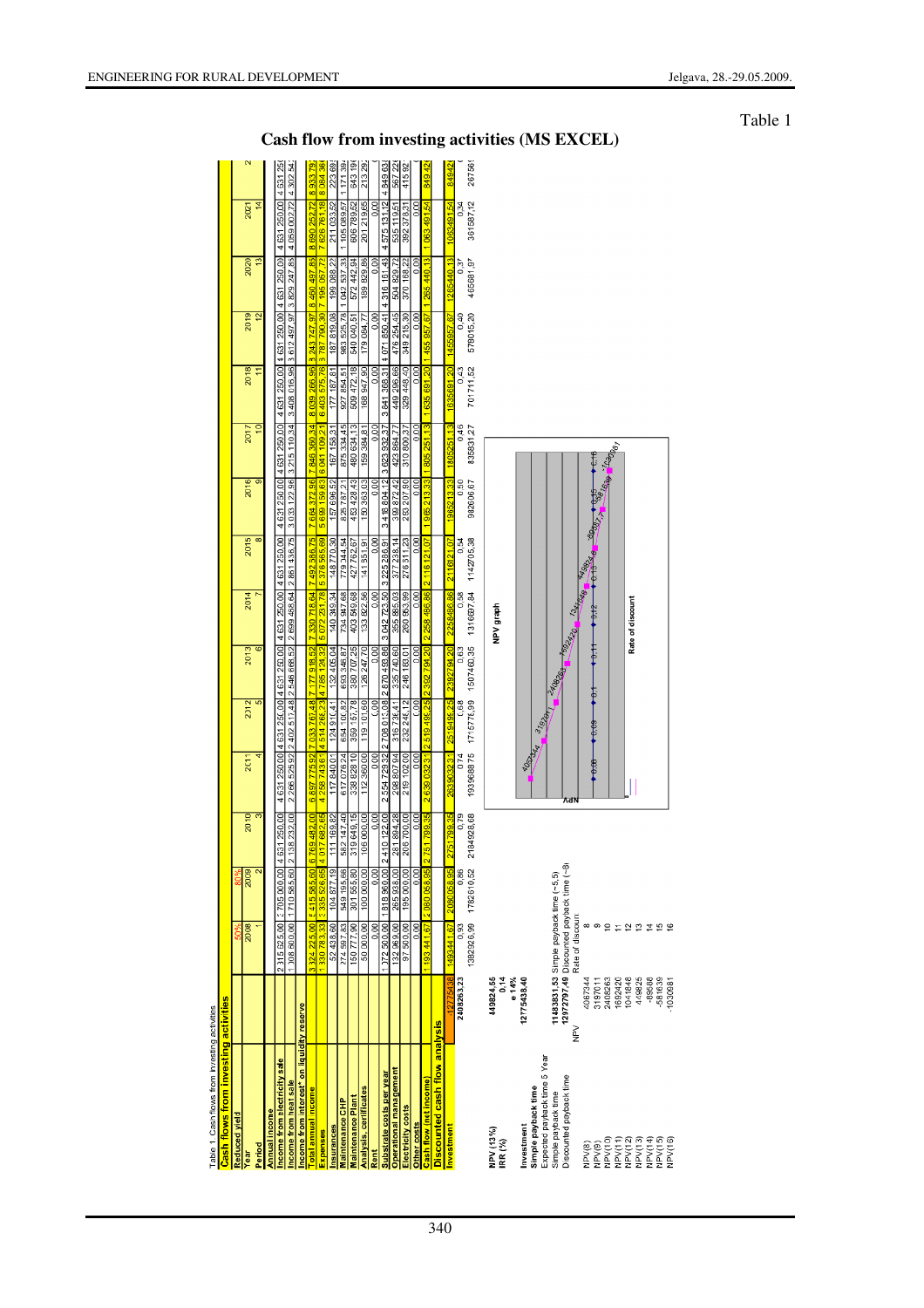Table 1

# Cash flow from investing activities (MS EXCEL)

Table 1. Cash flows from investing activities

| Cash flows from investing activities | | | | | | | | | | | | | | | | |
|---|---|---|---|---|---|---|---|---|---|---|---|---|---|---|---|---|
| Reduced yield | | 50% | 80% | | | | | | | | | | | | | |
| Year | | 2008 | 2009 | 2010 | 2011 | 2012 | 2013 | 2014 | 2015 | 2016 | 2017 | 2018 | 2019 | 2020 | 2021 | 2 |
| Period | | 1 | 2 | 3 | 4 | 5 | 6 | 7 | 8 | 9 | 10 | 11 | 12 | 13 | 14 | |
| Annual income | | | | | | | | | | | | | | | | |
| Income from electricity sale | | 2 315 625,00 | 3 705 000,00 | 4 631 250,00 | 4 631 250,00 | 4 631 250,00 | 4 631 250,00 | 4 631 250,00 | 4 631 250,00 | 4 631 250,00 | 4 631 250,00 | 4 631 250,00 | 4 631 250,00 | 4 631 250,00 | 4 631 250,00 | 4 631 25 |
| Income from heat sale | | 1 008 600,00 | 1 710 585,60 | 2 138 232,00 | 2 266 525,92 | 2 402 517,48 | 2 546 668,52 | 2 699 468,64 | 2 861 436,75 | 3 033 122,96 | 3 215 110,34 | 3 408 016,96 | 3 612 497,97 | 3 829 247,85 | 4 059 002,72 | 4 302 54 |
| Income from interest* on liquidity reserve | | | | | | | | | | | | | | | | |
| Total annual income | | 3 324 225,00 | 5 415 585,60 | 6 769 482,00 | 6 897 775,92 | 7 033 767,48 | 7 177 918,52 | 7 330 718,64 | 7 492 686,75 | 7 664 372,96 | 7 846 360,34 | 8 039 266,96 | 8 243 747,97 | 8 460 497,85 | 8 690 252,72 | 8 933 79 |
| Expenses | | 1 330 783,33 | 2 335 526,65 | 4 017 682,65 | 4 258 743,61 | 4 514 268,23 | 4 785 124,32 | 5 072 231,78 | 5 376 565,69 | 5 699 159,63 | 6 041 109,21 | 6 403 575,76 | 6 787 790,30 | 7 195 057,72 | 7 626 761,18 | 8 084 36 |
| Insurances | | 52 438,60 | 104 877,19 | 111 169,82 | 117 840,01 | 124 910,41 | 132 405,04 | 140 349,34 | 148 770,30 | 157 696,52 | 167 158,31 | 177 187,81 | 187 819,08 | 199 088,22 | 211 033,52 | 223 69 |
| Maintenance CHP | | 274 597,83 | 549 195,66 | 582 147,40 | 617 076,24 | 654 100,82 | 693 346,87 | 734 947,68 | 779 044,54 | 825 787,21 | 875 334,45 | 927 854,51 | 983 525,78 | 1 042 537,33 | 1 105 089,57 | 1 171 39 |
| Maintenance plant | | 150 777,90 | 301 555,80 | 319 649,15 | 338 828,10 | 359 157,78 | 380 707,25 | 403 549,68 | 427 762,67 | 453 428,43 | 480 634,13 | 509 472,18 | 540 040,51 | 572 442,94 | 606 789,52 | 643 19 |
| Analysis, certificates | | 50 000,00 | 100 000,00 | 106 000,00 | 112 360,00 | 119 101,60 | 126 247,70 | 133 822,56 | 141 851,91 | 150 363,03 | 159 384,81 | 168 947,90 | 179 084,77 | 189 829,86 | 201 219,65 | 213 29 |
| Rent | | 0,00 | 0,00 | 0,00 | 0,00 | 0,00 | 0,00 | 0,00 | 0,00 | 0,00 | 0,00 | 0,00 | 0,00 | 0,00 | 0,00 | |
| Substrate costs per year | | 1 372 500,00 | 1 818 960,00 | 2 410 122,00 | 2 554 729,32 | 2 708 013,08 | 2 870 493,86 | 3 042 723,50 | 3 225 286,91 | 3 418 804,12 | 3 623 932,37 | 3 841 368,31 | 4 071 850,41 | 4 316 161,43 | 4 575 131,12 | 4 849 63 |
| Operational management | | 132 969,00 | 265 938,00 | 281 894,28 | 298 807,94 | 316 736,41 | 335 740,60 | 355 885,03 | 377 238,14 | 399 872,42 | 423 864,77 | 449 296,66 | 476 254,45 | 504 829,72 | 535 119,51 | 567 22 |
| Electricity costs | | 97 500,00 | 195 000,00 | 206 700,00 | 219 102,00 | 232 248,12 | 246 183,01 | 260 953,99 | 276 611,23 | 293 207,90 | 310 800,37 | 329 448,40 | 349 215,30 | 370 168,22 | 392 378,31 | 415 92 |
| Other costs | | 0,00 | 0,00 | 0,00 | 0,00 | 0,00 | 0,00 | 0,00 | 0,00 | 0,00 | 0,00 | 0,00 | 0,00 | 0,00 | 0,00 | |
| Cash flow (net income) | | 1 993 441,67 | 3 080 058,95 | 2 751 799,35 | 2 639 032,31 | 2 519 499,25 | 2 392 794,20 | 2 258 486,86 | 2 116 121,07 | 1 965 213,33 | 1 805 251,13 | 1 635 691,20 | 1 455 957,67 | 1 265 440,13 | 1 063 491,54 | 849 42 |
| Discounted cash flow analysis | | | | | | | | | | | | | | | | |
| Investment | -12775438 | 1493441,67 | 2080058,95 | 2751799,35 | 2639032,31 | 2519499,25 | 2392794,20 | 2258486,86 | 2116121,07 | 1965213,33 | 1805251,13 | 1635691,20 | 1455957,67 | 1265440,13 | 1063491,54 | 84942 |
| | | 0,93 | 0,86 | 0,79 | 0,74 | 0,68 | 0,63 | 0,58 | 0,54 | 0,50 | 0,46 | 0,43 | 0,40 | 0,37 | 0,34 | 0, |
| | 240263,23 | 1382926,99 | 1782610,52 | 2184928,68 | 1939688,75 | 1715775,99 | 1507460,35 | 1316697,84 | 1142705,38 | 982606,67 | 835831,27 | 701711,52 | 578015,20 | 465681,97 | 361587,12 | 26756 |

| | | |
|---|---|---|
| NPV (13%) | 449824,55 | |
| IRR (%) | 0,14 | |
| | e 14% | |
| Investment | 12775438,40 | |
| Simple payback time | | |
| Expected payback time 5 Year | | |
| Simple payback time | 11483831,53 | Simple payback time (~5,5) |
| Discounted payback time | 12972797,49 | Discounted payback time (~8) |

| | NPV | Rate of discount |
|---|---|---|
| NPV(8) | 4067344 | 8 |
| NPV(9) | 3197611 | 9 |
| NPV(10) | 2408263 | 10 |
| NPV(11) | 1692420 | 11 |
| NPV(12) | 1041848 | 12 |
| NPV(13) | 449825 | 13 |
| NPV(14) | -89686 | 14 |
| NPV(15) | -581639 | 15 |
| NPV(16) | -1030981 | 16 |

NPV graph

Rate of discount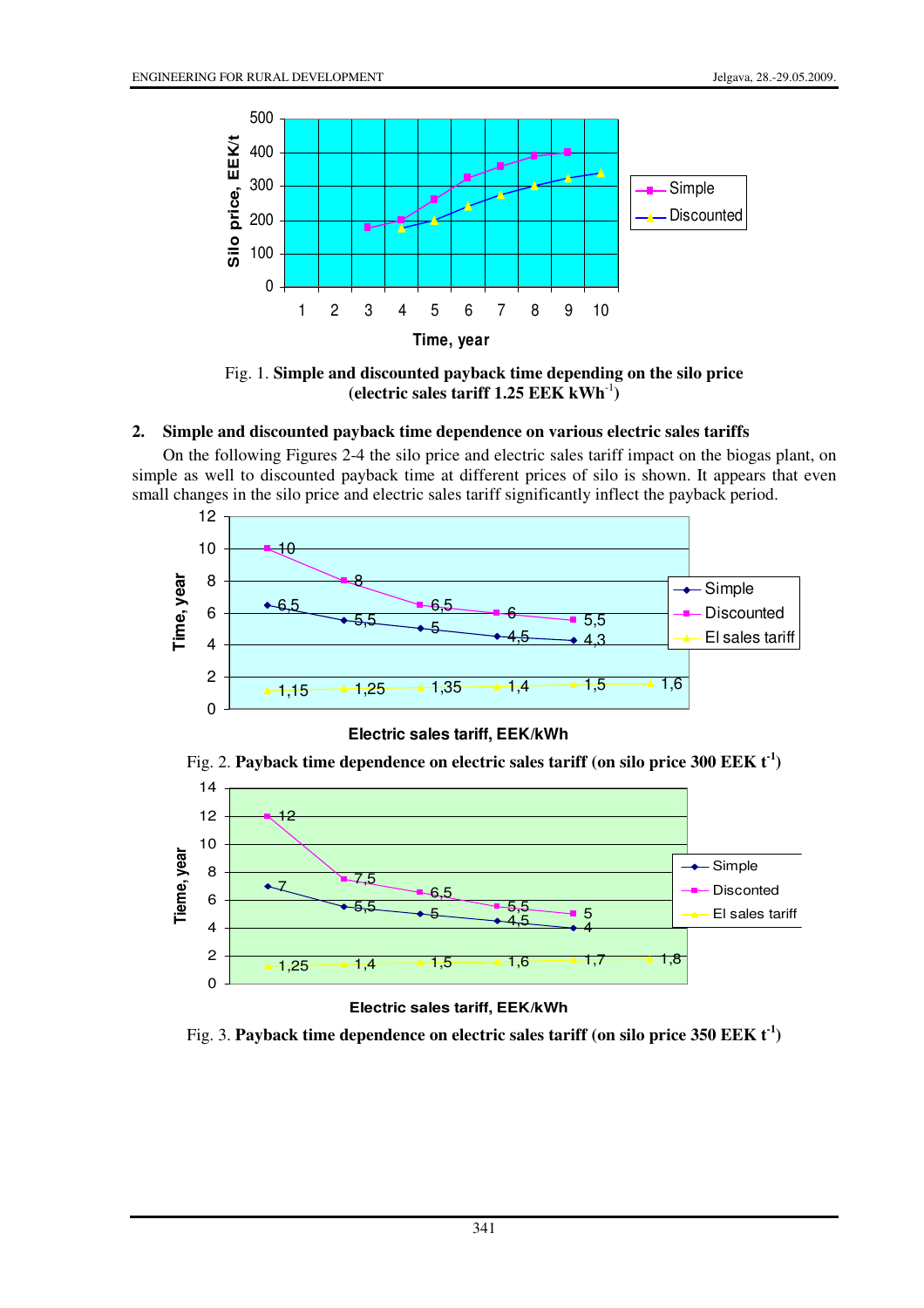Fig. 1. **Simple and discounted payback time depending on the silo price (electric sales tariff 1.25 EEK kWh$^{-1}$)**

## 2. Simple and discounted payback time dependence on various electric sales tariffs

On the following Figures 2-4 the silo price and electric sales tariff impact on the biogas plant, on simple as well to discounted payback time at different prices of silo is shown. It appears that even small changes in the silo price and electric sales tariff significantly inflect the payback period.

Fig. 2. **Payback time dependence on electric sales tariff (on silo price 300 EEK t$^{-1}$)**

Fig. 3. **Payback time dependence on electric sales tariff (on silo price 350 EEK t$^{-1}$)**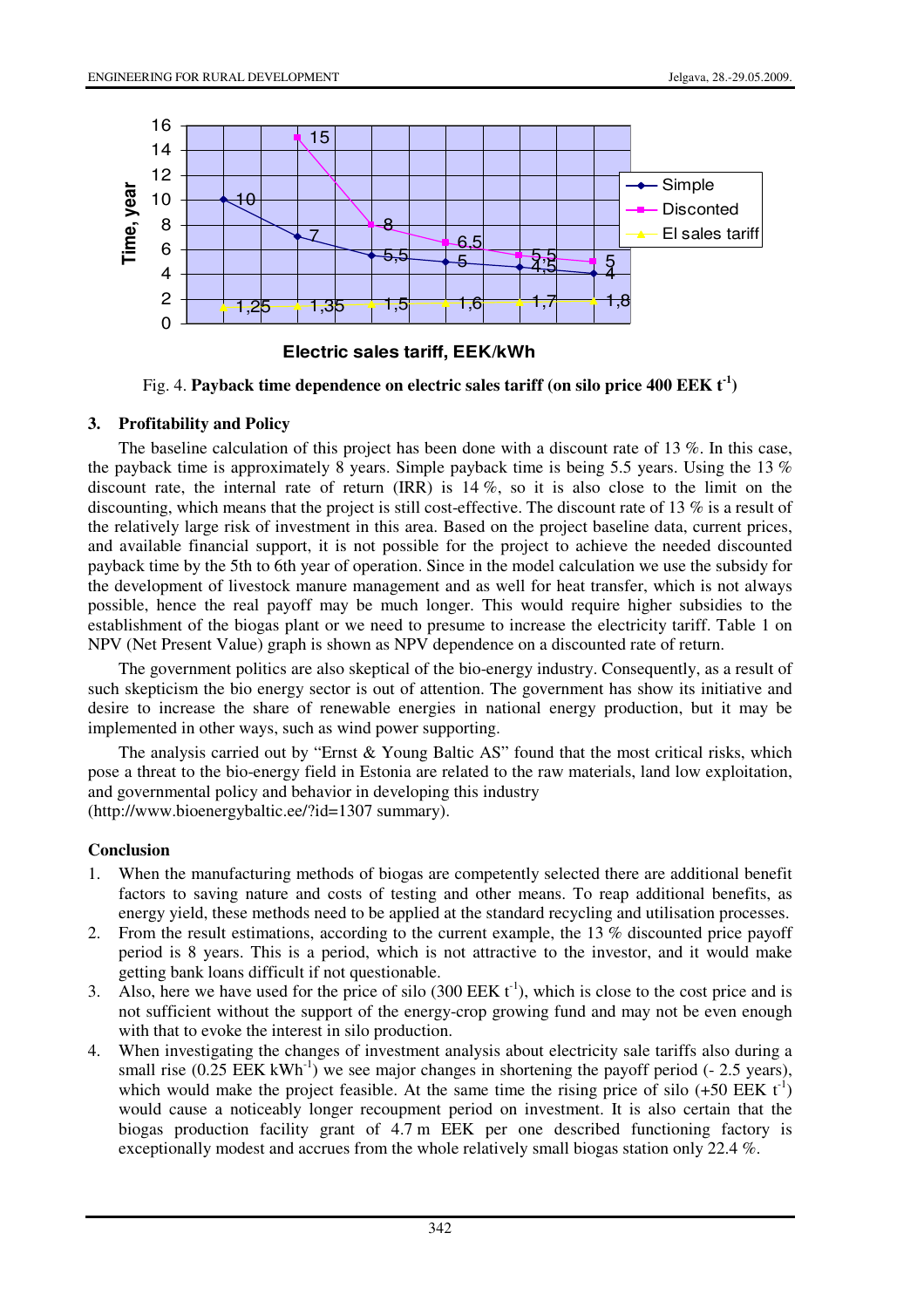Fig. 4. **Payback time dependence on electric sales tariff (on silo price 400 EEK t$^{-1}$)**

### 3. Profitability and Policy

The baseline calculation of this project has been done with a discount rate of 13 %. In this case, the payback time is approximately 8 years. Simple payback time is being 5.5 years. Using the 13 % discount rate, the internal rate of return (IRR) is 14 %, so it is also close to the limit on the discounting, which means that the project is still cost-effective. The discount rate of 13 % is a result of the relatively large risk of investment in this area. Based on the project baseline data, current prices, and available financial support, it is not possible for the project to achieve the needed discounted payback time by the 5th to 6th year of operation. Since in the model calculation we use the subsidy for the development of livestock manure management and as well for heat transfer, which is not always possible, hence the real payoff may be much longer. This would require higher subsidies to the establishment of the biogas plant or we need to presume to increase the electricity tariff. Table 1 on NPV (Net Present Value) graph is shown as NPV dependence on a discounted rate of return.

The government politics are also skeptical of the bio-energy industry. Consequently, as a result of such skepticism the bio energy sector is out of attention. The government has show its initiative and desire to increase the share of renewable energies in national energy production, but it may be implemented in other ways, such as wind power supporting.

The analysis carried out by "Ernst & Young Baltic AS" found that the most critical risks, which pose a threat to the bio-energy field in Estonia are related to the raw materials, land low exploitation, and governmental policy and behavior in developing this industry (http://www.bioenergybaltic.ee/?id=1307 summary).

### Conclusion

1. When the manufacturing methods of biogas are competently selected there are additional benefit factors to saving nature and costs of testing and other means. To reap additional benefits, as energy yield, these methods need to be applied at the standard recycling and utilisation processes.
2. From the result estimations, according to the current example, the 13 % discounted price payoff period is 8 years. This is a period, which is not attractive to the investor, and it would make getting bank loans difficult if not questionable.
3. Also, here we have used for the price of silo (300 EEK t$^{-1}$), which is close to the cost price and is not sufficient without the support of the energy-crop growing fund and may not be even enough with that to evoke the interest in silo production.
4. When investigating the changes of investment analysis about electricity sale tariffs also during a small rise (0.25 EEK kWh$^{-1}$) we see major changes in shortening the payoff period (- 2.5 years), which would make the project feasible. At the same time the rising price of silo (+50 EEK t$^{-1}$) would cause a noticeably longer recoupment period on investment. It is also certain that the biogas production facility grant of 4.7 m EEK per one described functioning factory is exceptionally modest and accrues from the whole relatively small biogas station only 22.4 %.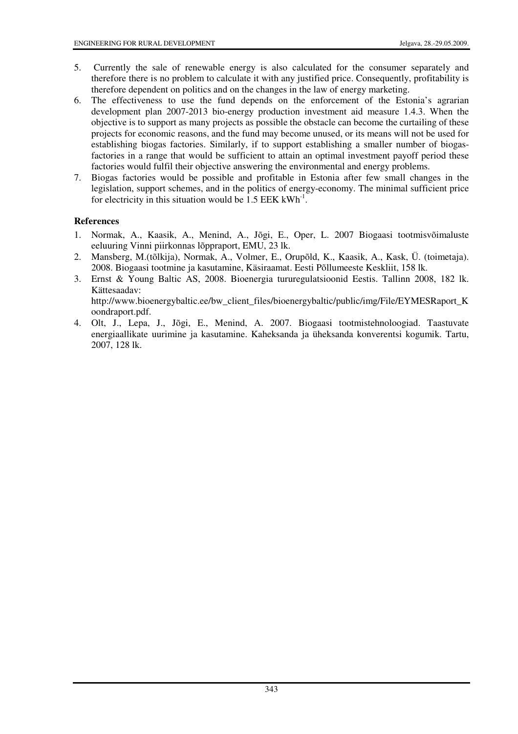5. Currently the sale of renewable energy is also calculated for the consumer separately and therefore there is no problem to calculate it with any justified price. Consequently, profitability is therefore dependent on politics and on the changes in the law of energy marketing.
6. The effectiveness to use the fund depends on the enforcement of the Estonia's agrarian development plan 2007-2013 bio-energy production investment aid measure 1.4.3. When the objective is to support as many projects as possible the obstacle can become the curtailing of these projects for economic reasons, and the fund may become unused, or its means will not be used for establishing biogas factories. Similarly, if to support establishing a smaller number of biogas-factories in a range that would be sufficient to attain an optimal investment payoff period these factories would fulfil their objective answering the environmental and energy problems.
7. Biogas factories would be possible and profitable in Estonia after few small changes in the legislation, support schemes, and in the politics of energy-economy. The minimal sufficient price for electricity in this situation would be 1.5 EEK $kWh^{-1}$.

## References

1. Normak, A., Kaasik, A., Menind, A., Jõgi, E., Oper, L. 2007 Biogaasi tootmisvõimaluste eeluuring Vinni piirkonnas lõppraport, EMU, 23 lk.
2. Mansberg, M.(tõlkija), Normak, A., Volmer, E., Orupõld, K., Kaasik, A., Kask, Ü. (toimetaja). 2008. Biogaasi tootmine ja kasutamine, Käsiraamat. Eesti Põllumeeste Keskliit, 158 lk.
3. Ernst & Young Baltic AS, 2008. Bioenergia tururegulatsioonid Eestis. Tallinn 2008, 182 lk. Kättesaadav: http://www.bioenergybaltic.ee/bw_client_files/bioenergybaltic/public/img/File/EYMESRaport_Koondraport.pdf.
4. Olt, J., Lepa, J., Jõgi, E., Menind, A. 2007. Biogaasi tootmistehnoloogiad. Taastuvate energiaallikate uurimine ja kasutamine. Kaheksanda ja üheksanda konverentsi kogumik. Tartu, 2007, 128 lk.